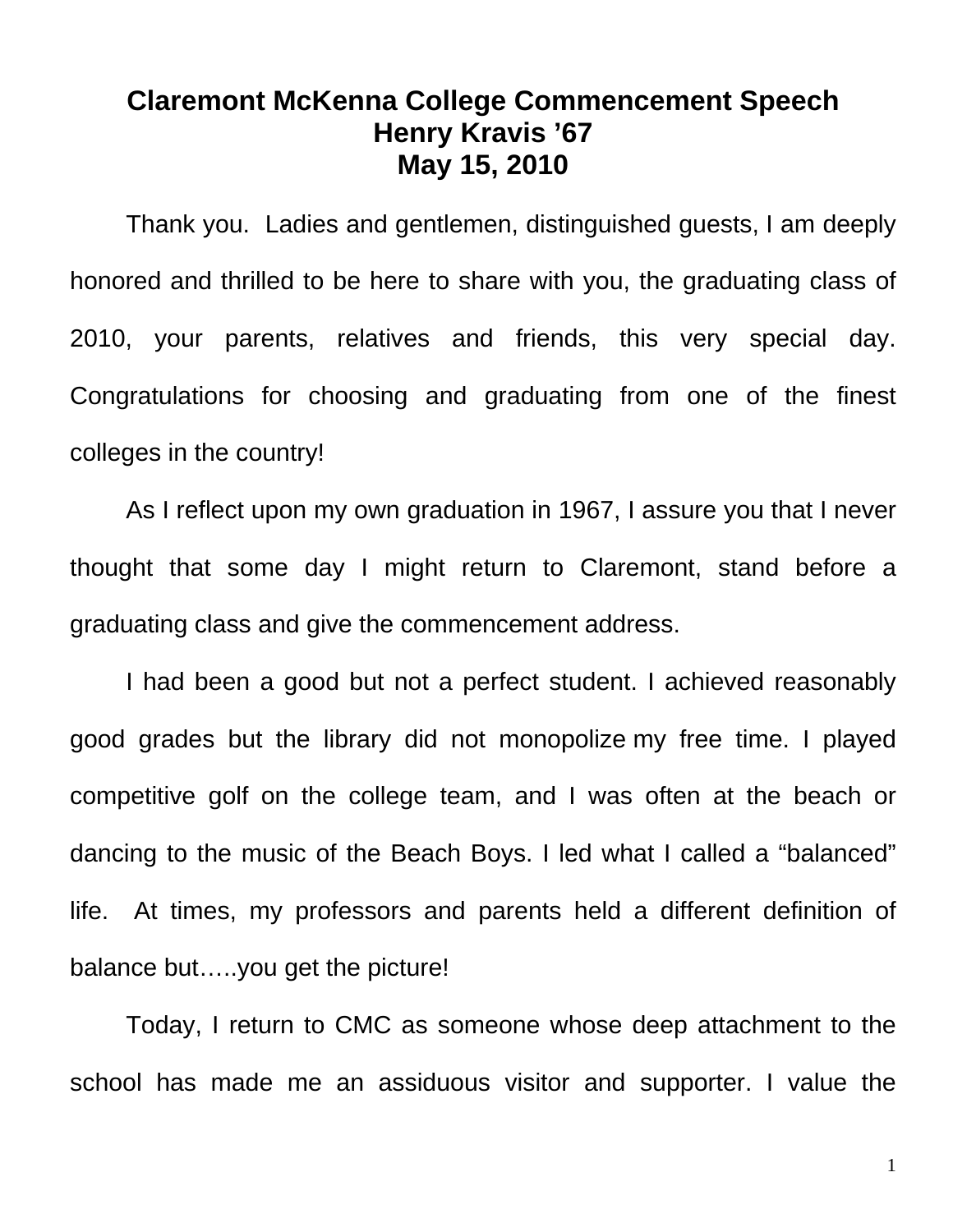# Claremont McKenna College Commencement Speech
## Henry Kravis '67
## May 15, 2010

Thank you. Ladies and gentlemen, distinguished guests, I am deeply honored and thrilled to be here to share with you, the graduating class of 2010, your parents, relatives and friends, this very special day. Congratulations for choosing and graduating from one of the finest colleges in the country!

As I reflect upon my own graduation in 1967, I assure you that I never thought that some day I might return to Claremont, stand before a graduating class and give the commencement address.

I had been a good but not a perfect student. I achieved reasonably good grades but the library did not monopolize my free time. I played competitive golf on the college team, and I was often at the beach or dancing to the music of the Beach Boys. I led what I called a "balanced" life. At times, my professors and parents held a different definition of balance but…..you get the picture!

Today, I return to CMC as someone whose deep attachment to the school has made me an assiduous visitor and supporter. I value the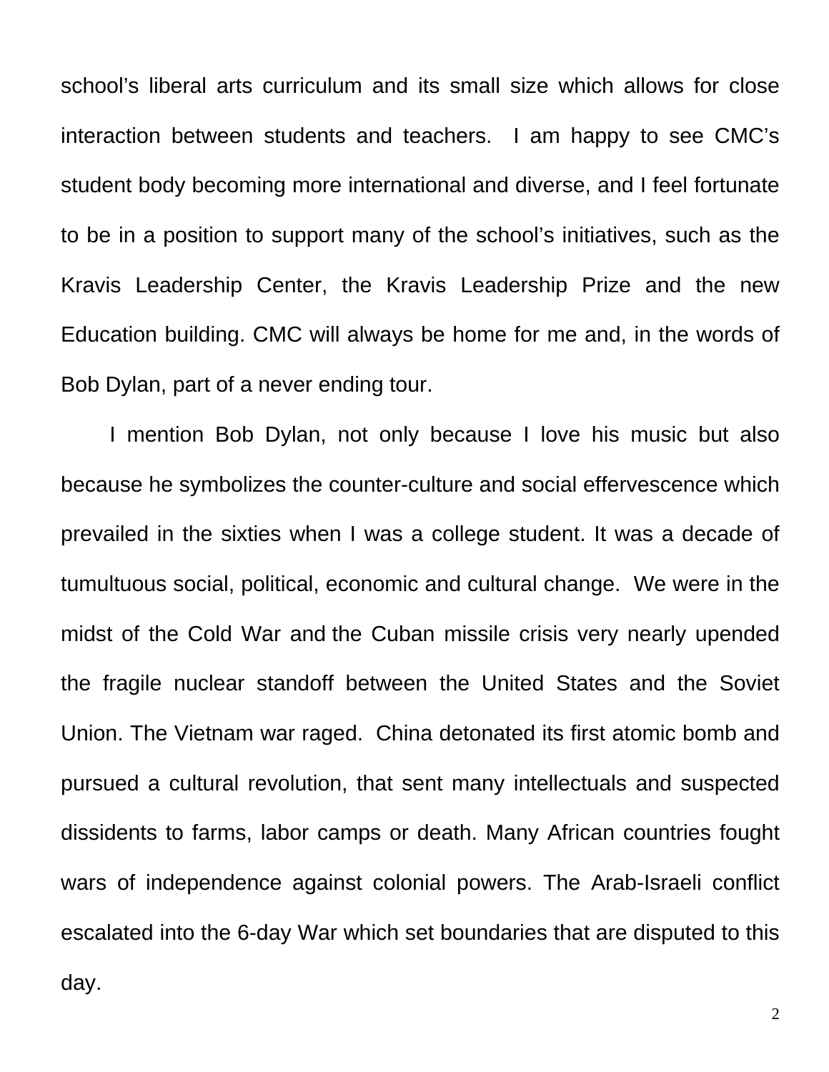school's liberal arts curriculum and its small size which allows for close interaction between students and teachers. I am happy to see CMC's student body becoming more international and diverse, and I feel fortunate to be in a position to support many of the school's initiatives, such as the Kravis Leadership Center, the Kravis Leadership Prize and the new Education building. CMC will always be home for me and, in the words of Bob Dylan, part of a never ending tour.

I mention Bob Dylan, not only because I love his music but also because he symbolizes the counter-culture and social effervescence which prevailed in the sixties when I was a college student. It was a decade of tumultuous social, political, economic and cultural change. We were in the midst of the Cold War and the Cuban missile crisis very nearly upended the fragile nuclear standoff between the United States and the Soviet Union. The Vietnam war raged. China detonated its first atomic bomb and pursued a cultural revolution, that sent many intellectuals and suspected dissidents to farms, labor camps or death. Many African countries fought wars of independence against colonial powers. The Arab-Israeli conflict escalated into the 6-day War which set boundaries that are disputed to this day.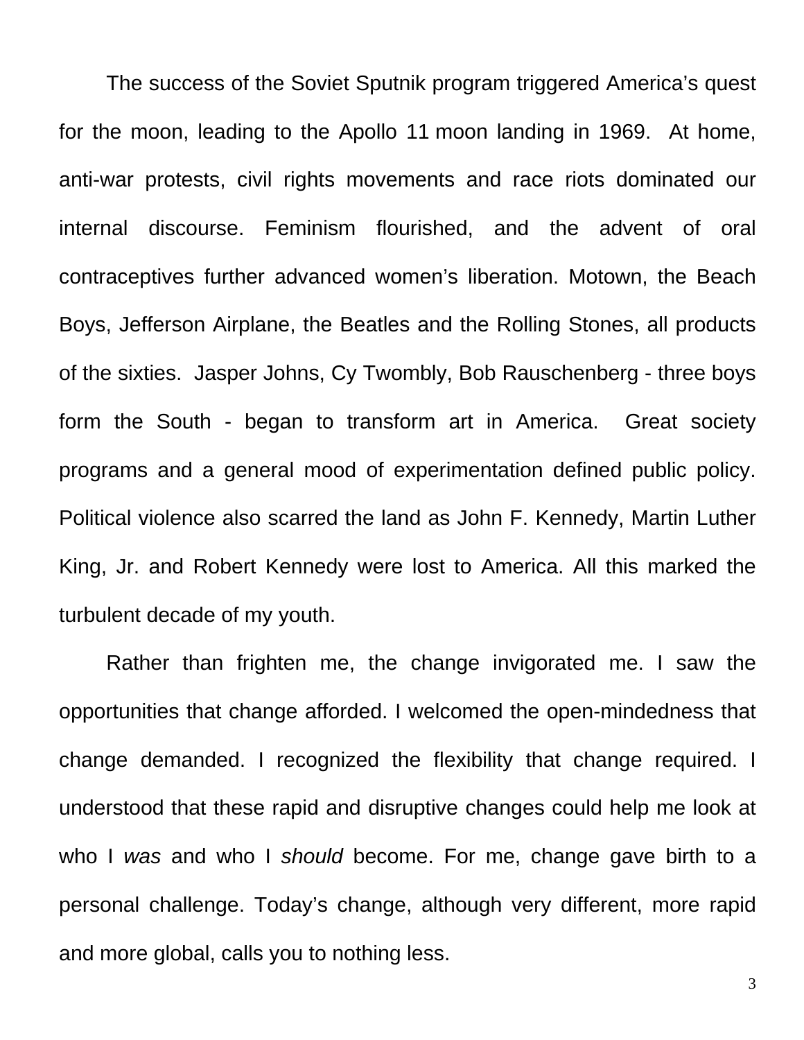The success of the Soviet Sputnik program triggered America's quest for the moon, leading to the Apollo 11 moon landing in 1969. At home, anti-war protests, civil rights movements and race riots dominated our internal discourse. Feminism flourished, and the advent of oral contraceptives further advanced women's liberation. Motown, the Beach Boys, Jefferson Airplane, the Beatles and the Rolling Stones, all products of the sixties. Jasper Johns, Cy Twombly, Bob Rauschenberg - three boys form the South - began to transform art in America. Great society programs and a general mood of experimentation defined public policy. Political violence also scarred the land as John F. Kennedy, Martin Luther King, Jr. and Robert Kennedy were lost to America. All this marked the turbulent decade of my youth.

Rather than frighten me, the change invigorated me. I saw the opportunities that change afforded. I welcomed the open-mindedness that change demanded. I recognized the flexibility that change required. I understood that these rapid and disruptive changes could help me look at who I *was* and who I *should* become. For me, change gave birth to a personal challenge. Today's change, although very different, more rapid and more global, calls you to nothing less.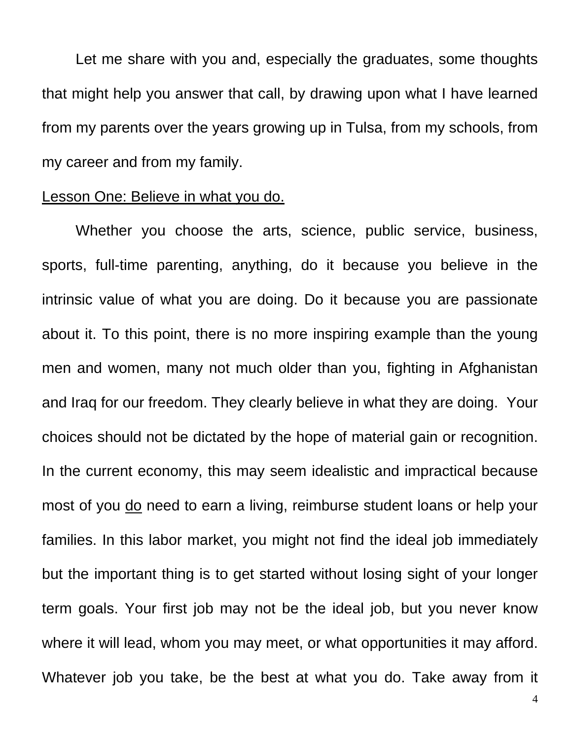Let me share with you and, especially the graduates, some thoughts that might help you answer that call, by drawing upon what I have learned from my parents over the years growing up in Tulsa, from my schools, from my career and from my family.

<u>Lesson One: Believe in what you do.</u>

Whether you choose the arts, science, public service, business, sports, full-time parenting, anything, do it because you believe in the intrinsic value of what you are doing. Do it because you are passionate about it. To this point, there is no more inspiring example than the young men and women, many not much older than you, fighting in Afghanistan and Iraq for our freedom. They clearly believe in what they are doing. Your choices should not be dictated by the hope of material gain or recognition. In the current economy, this may seem idealistic and impractical because most of you <u>do</u> need to earn a living, reimburse student loans or help your families. In this labor market, you might not find the ideal job immediately but the important thing is to get started without losing sight of your longer term goals. Your first job may not be the ideal job, but you never know where it will lead, whom you may meet, or what opportunities it may afford. Whatever job you take, be the best at what you do. Take away from it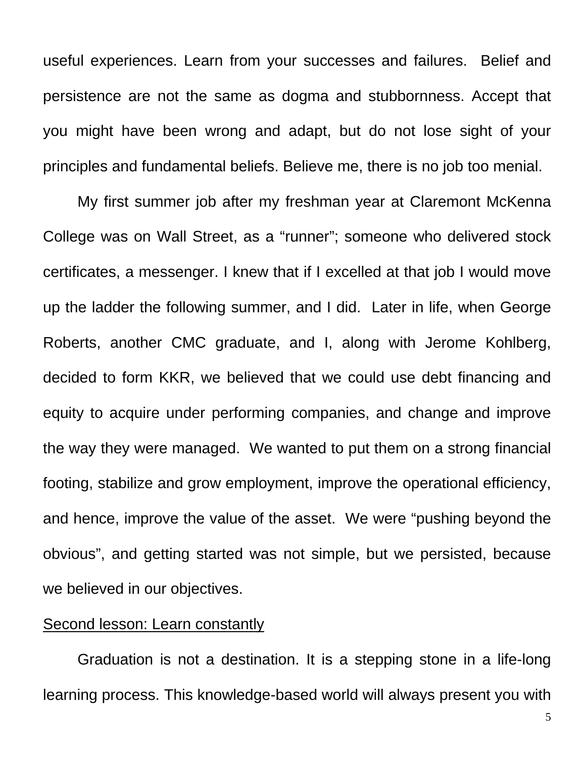useful experiences. Learn from your successes and failures. Belief and persistence are not the same as dogma and stubbornness. Accept that you might have been wrong and adapt, but do not lose sight of your principles and fundamental beliefs. Believe me, there is no job too menial.

My first summer job after my freshman year at Claremont McKenna College was on Wall Street, as a "runner"; someone who delivered stock certificates, a messenger. I knew that if I excelled at that job I would move up the ladder the following summer, and I did. Later in life, when George Roberts, another CMC graduate, and I, along with Jerome Kohlberg, decided to form KKR, we believed that we could use debt financing and equity to acquire under performing companies, and change and improve the way they were managed. We wanted to put them on a strong financial footing, stabilize and grow employment, improve the operational efficiency, and hence, improve the value of the asset. We were "pushing beyond the obvious", and getting started was not simple, but we persisted, because we believed in our objectives.

<u>Second lesson: Learn constantly</u>

Graduation is not a destination. It is a stepping stone in a life-long learning process. This knowledge-based world will always present you with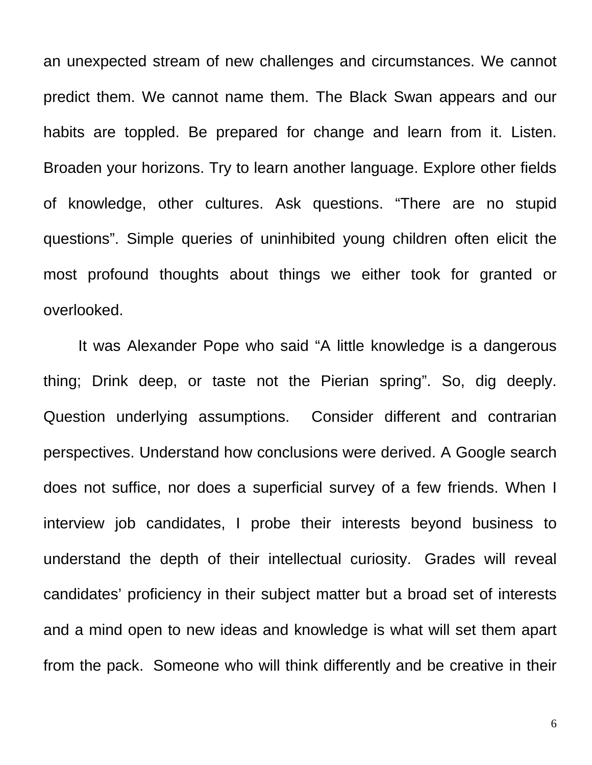an unexpected stream of new challenges and circumstances. We cannot predict them. We cannot name them. The Black Swan appears and our habits are toppled. Be prepared for change and learn from it. Listen. Broaden your horizons. Try to learn another language. Explore other fields of knowledge, other cultures. Ask questions. “There are no stupid questions”. Simple queries of uninhibited young children often elicit the most profound thoughts about things we either took for granted or overlooked.

It was Alexander Pope who said “A little knowledge is a dangerous thing; Drink deep, or taste not the Pierian spring”. So, dig deeply. Question underlying assumptions. Consider different and contrarian perspectives. Understand how conclusions were derived. A Google search does not suffice, nor does a superficial survey of a few friends. When I interview job candidates, I probe their interests beyond business to understand the depth of their intellectual curiosity. Grades will reveal candidates’ proficiency in their subject matter but a broad set of interests and a mind open to new ideas and knowledge is what will set them apart from the pack. Someone who will think differently and be creative in their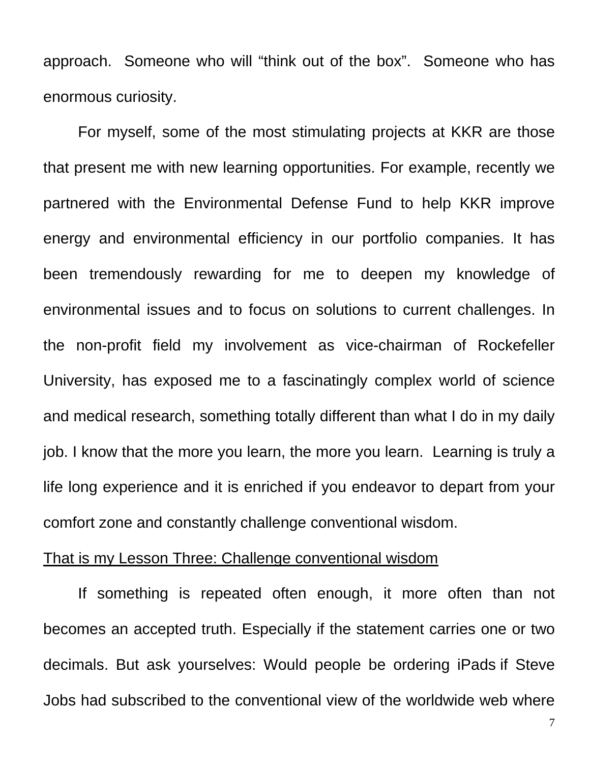approach. Someone who will "think out of the box". Someone who has enormous curiosity.

For myself, some of the most stimulating projects at KKR are those that present me with new learning opportunities. For example, recently we partnered with the Environmental Defense Fund to help KKR improve energy and environmental efficiency in our portfolio companies. It has been tremendously rewarding for me to deepen my knowledge of environmental issues and to focus on solutions to current challenges. In the non-profit field my involvement as vice-chairman of Rockefeller University, has exposed me to a fascinatingly complex world of science and medical research, something totally different than what I do in my daily job. I know that the more you learn, the more you learn. Learning is truly a life long experience and it is enriched if you endeavor to depart from your comfort zone and constantly challenge conventional wisdom.

<u>That is my Lesson Three: Challenge conventional wisdom</u>

If something is repeated often enough, it more often than not becomes an accepted truth. Especially if the statement carries one or two decimals. But ask yourselves: Would people be ordering iPads if Steve Jobs had subscribed to the conventional view of the worldwide web where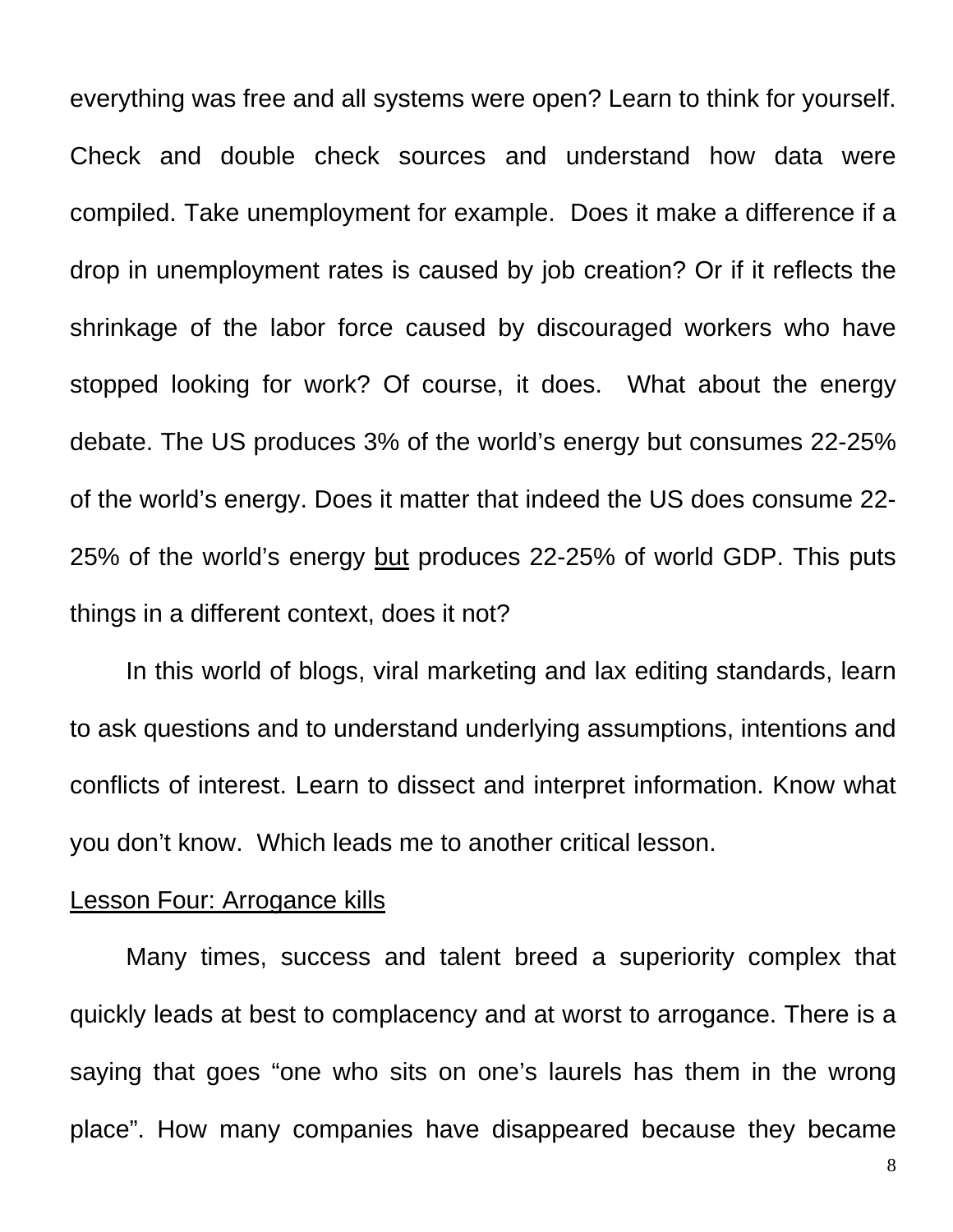everything was free and all systems were open? Learn to think for yourself. Check and double check sources and understand how data were compiled. Take unemployment for example.  Does it make a difference if a drop in unemployment rates is caused by job creation? Or if it reflects the shrinkage of the labor force caused by discouraged workers who have stopped looking for work? Of course, it does.  What about the energy debate. The US produces 3% of the world's energy but consumes 22-25% of the world's energy. Does it matter that indeed the US does consume 22-25% of the world's energy <u>but</u> produces 22-25% of world GDP. This puts things in a different context, does it not?

In this world of blogs, viral marketing and lax editing standards, learn to ask questions and to understand underlying assumptions, intentions and conflicts of interest. Learn to dissect and interpret information. Know what you don't know.  Which leads me to another critical lesson.

<u>Lesson Four: Arrogance kills</u>

Many times, success and talent breed a superiority complex that quickly leads at best to complacency and at worst to arrogance. There is a saying that goes "one who sits on one's laurels has them in the wrong place". How many companies have disappeared because they became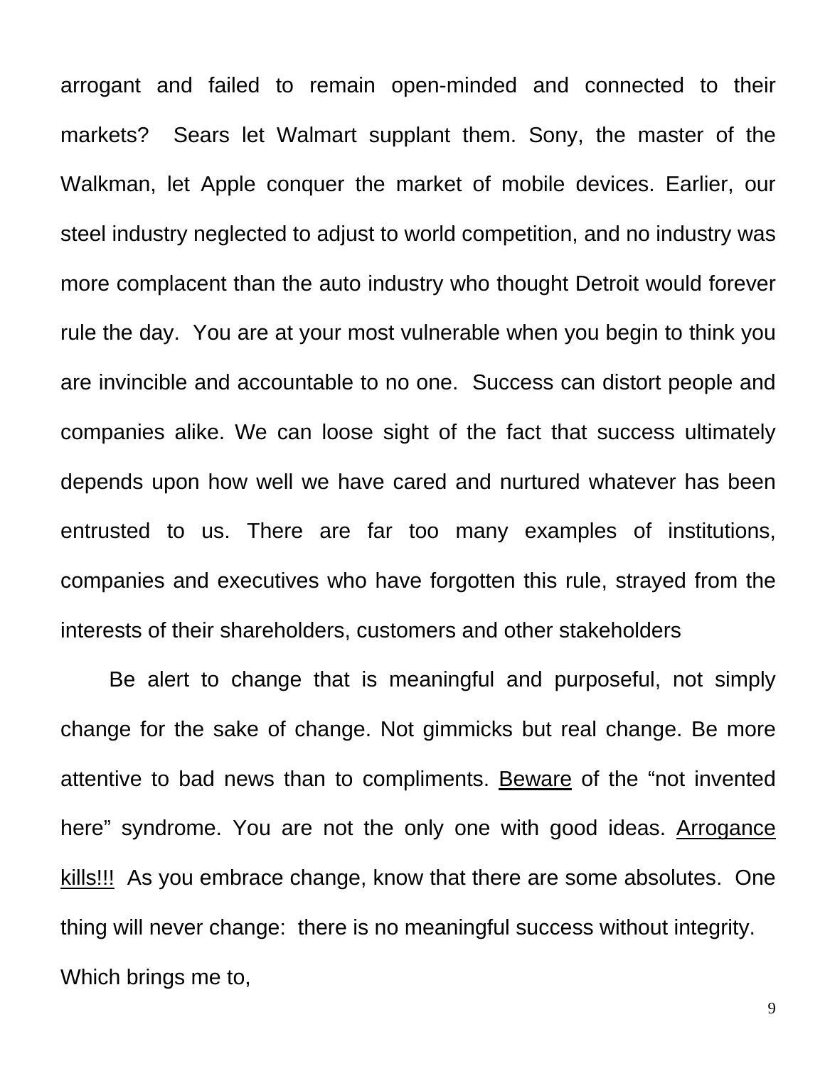arrogant and failed to remain open-minded and connected to their markets? Sears let Walmart supplant them. Sony, the master of the Walkman, let Apple conquer the market of mobile devices. Earlier, our steel industry neglected to adjust to world competition, and no industry was more complacent than the auto industry who thought Detroit would forever rule the day. You are at your most vulnerable when you begin to think you are invincible and accountable to no one. Success can distort people and companies alike. We can loose sight of the fact that success ultimately depends upon how well we have cared and nurtured whatever has been entrusted to us. There are far too many examples of institutions, companies and executives who have forgotten this rule, strayed from the interests of their shareholders, customers and other stakeholders

Be alert to change that is meaningful and purposeful, not simply change for the sake of change. Not gimmicks but real change. Be more attentive to bad news than to compliments. <u>Beware</u> of the "not invented here" syndrome. You are not the only one with good ideas. <u>Arrogance kills!!!</u> As you embrace change, know that there are some absolutes. One thing will never change: there is no meaningful success without integrity. Which brings me to,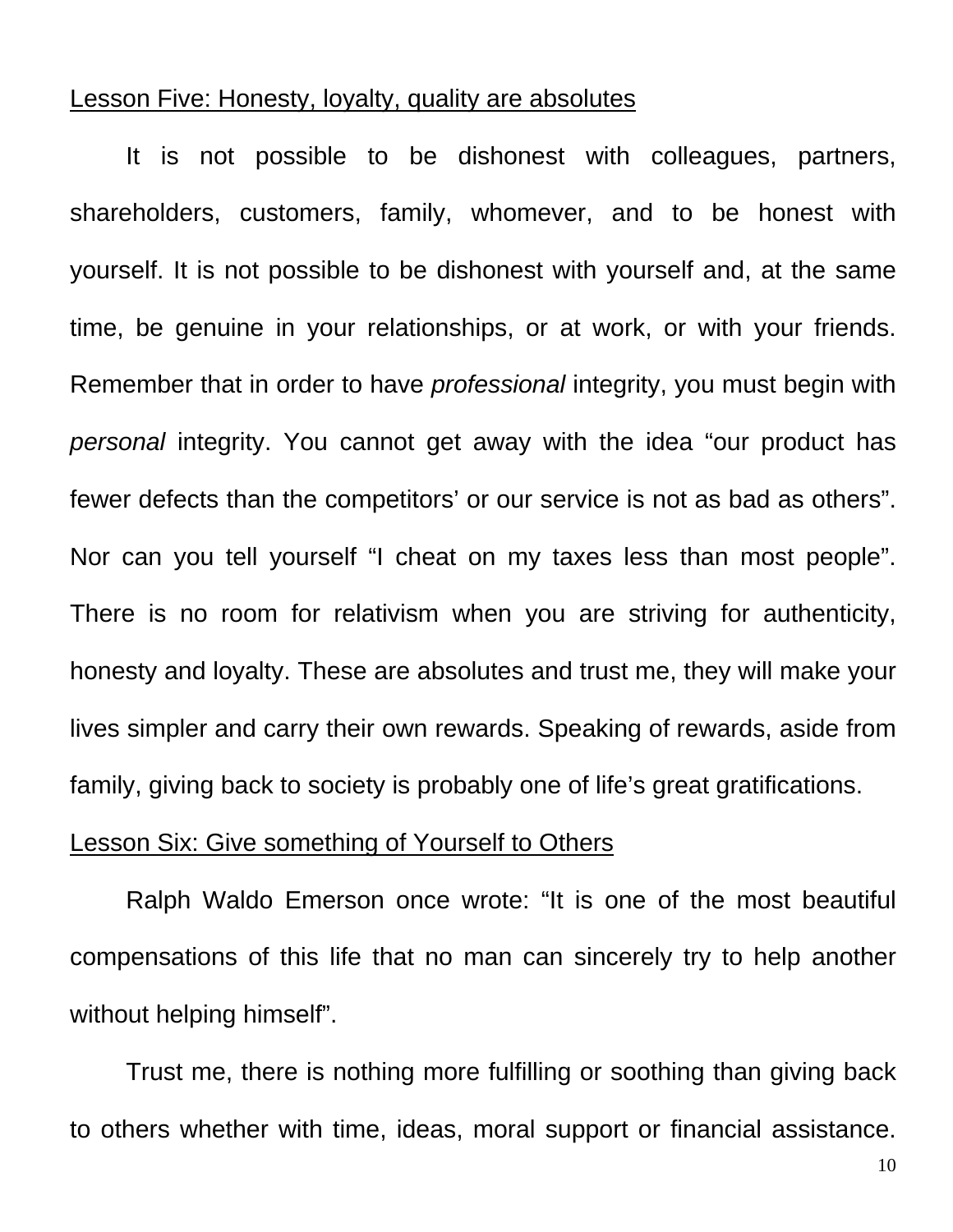## Lesson Five: Honesty, loyalty, quality are absolutes

It is not possible to be dishonest with colleagues, partners, shareholders, customers, family, whomever, and to be honest with yourself. It is not possible to be dishonest with yourself and, at the same time, be genuine in your relationships, or at work, or with your friends. Remember that in order to have *professional* integrity, you must begin with *personal* integrity. You cannot get away with the idea “our product has fewer defects than the competitors’ or our service is not as bad as others”. Nor can you tell yourself “I cheat on my taxes less than most people”. There is no room for relativism when you are striving for authenticity, honesty and loyalty. These are absolutes and trust me, they will make your lives simpler and carry their own rewards. Speaking of rewards, aside from family, giving back to society is probably one of life’s great gratifications.

## Lesson Six: Give something of Yourself to Others

Ralph Waldo Emerson once wrote: “It is one of the most beautiful compensations of this life that no man can sincerely try to help another without helping himself”.

Trust me, there is nothing more fulfilling or soothing than giving back to others whether with time, ideas, moral support or financial assistance.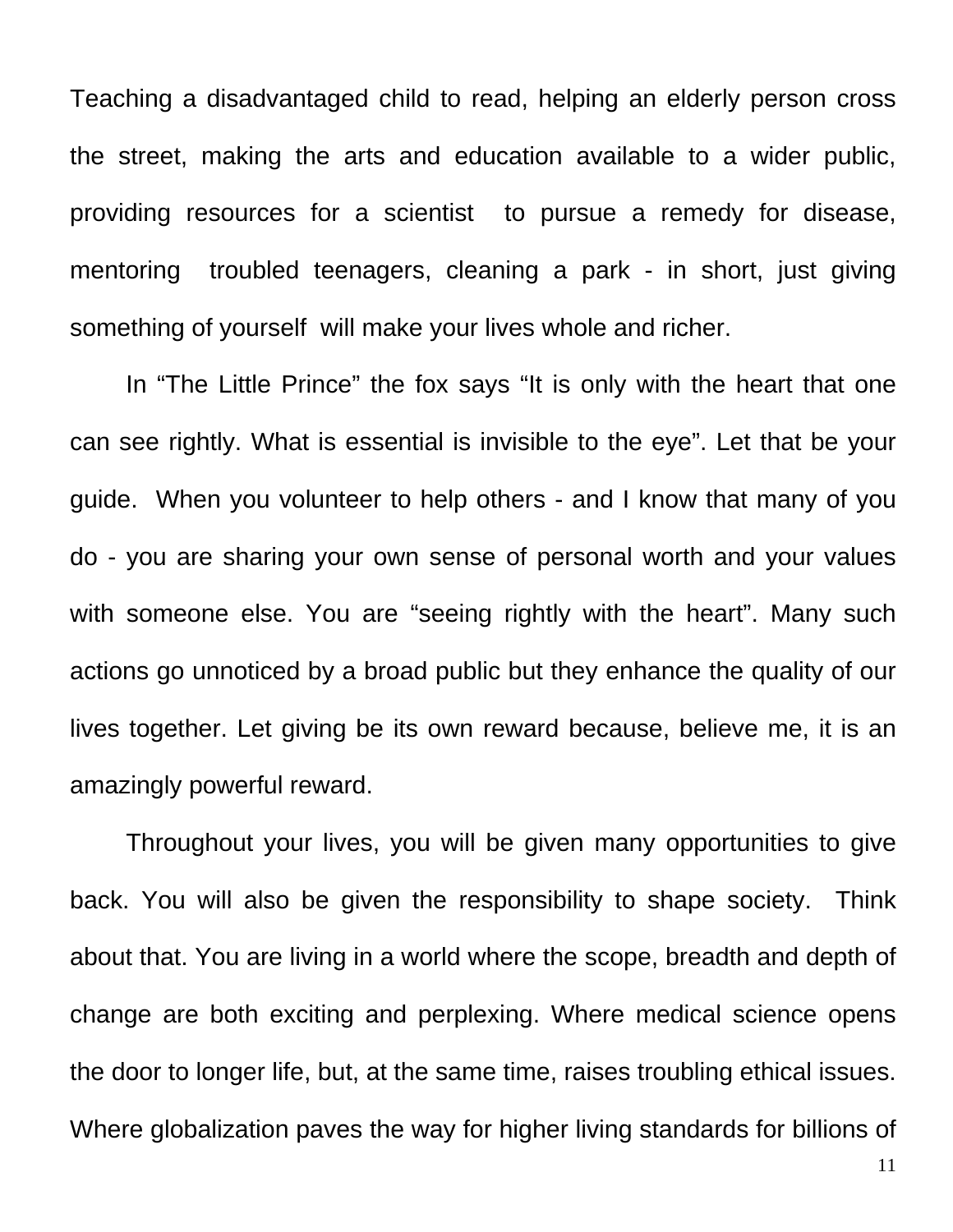Teaching a disadvantaged child to read, helping an elderly person cross the street, making the arts and education available to a wider public, providing resources for a scientist to pursue a remedy for disease, mentoring troubled teenagers, cleaning a park - in short, just giving something of yourself will make your lives whole and richer.

In “The Little Prince” the fox says “It is only with the heart that one can see rightly. What is essential is invisible to the eye”. Let that be your guide. When you volunteer to help others - and I know that many of you do - you are sharing your own sense of personal worth and your values with someone else. You are “seeing rightly with the heart”. Many such actions go unnoticed by a broad public but they enhance the quality of our lives together. Let giving be its own reward because, believe me, it is an amazingly powerful reward.

Throughout your lives, you will be given many opportunities to give back. You will also be given the responsibility to shape society. Think about that. You are living in a world where the scope, breadth and depth of change are both exciting and perplexing. Where medical science opens the door to longer life, but, at the same time, raises troubling ethical issues. Where globalization paves the way for higher living standards for billions of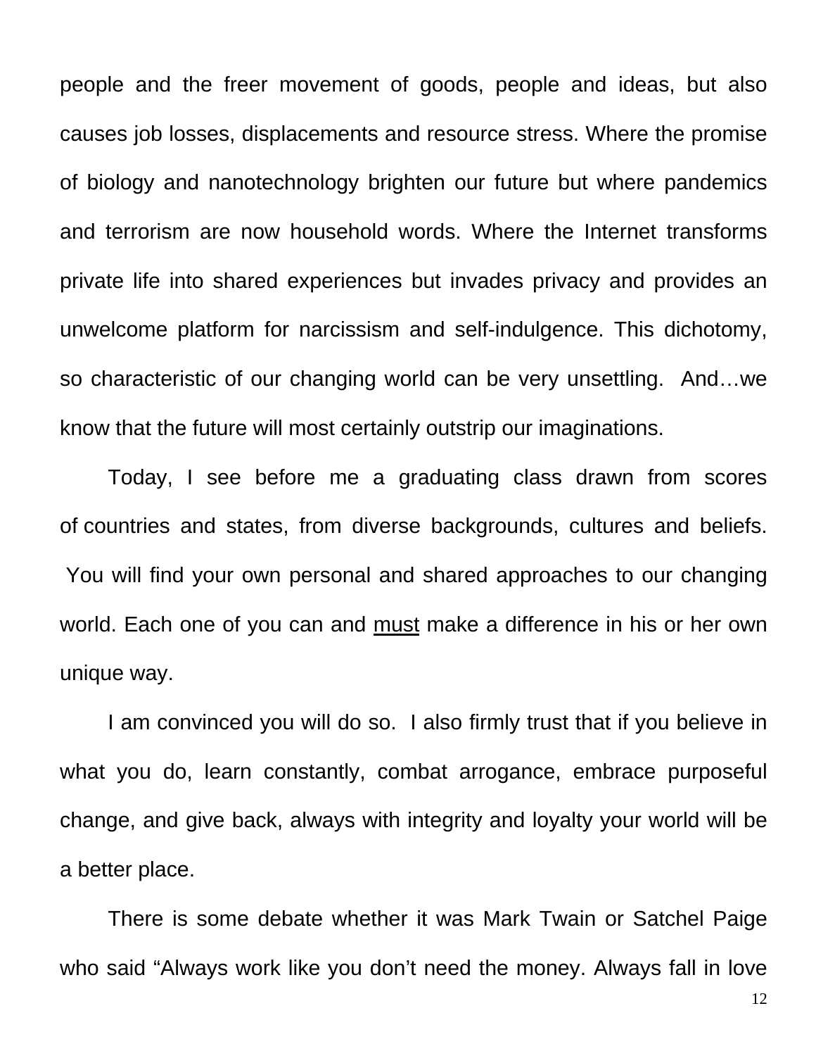people and the freer movement of goods, people and ideas, but also causes job losses, displacements and resource stress. Where the promise of biology and nanotechnology brighten our future but where pandemics and terrorism are now household words. Where the Internet transforms private life into shared experiences but invades privacy and provides an unwelcome platform for narcissism and self-indulgence. This dichotomy, so characteristic of our changing world can be very unsettling. And…we know that the future will most certainly outstrip our imaginations.

Today, I see before me a graduating class drawn from scores of countries and states, from diverse backgrounds, cultures and beliefs. You will find your own personal and shared approaches to our changing world. Each one of you can and <u>must</u> make a difference in his or her own unique way.

I am convinced you will do so. I also firmly trust that if you believe in what you do, learn constantly, combat arrogance, embrace purposeful change, and give back, always with integrity and loyalty your world will be a better place.

There is some debate whether it was Mark Twain or Satchel Paige who said "Always work like you don't need the money. Always fall in love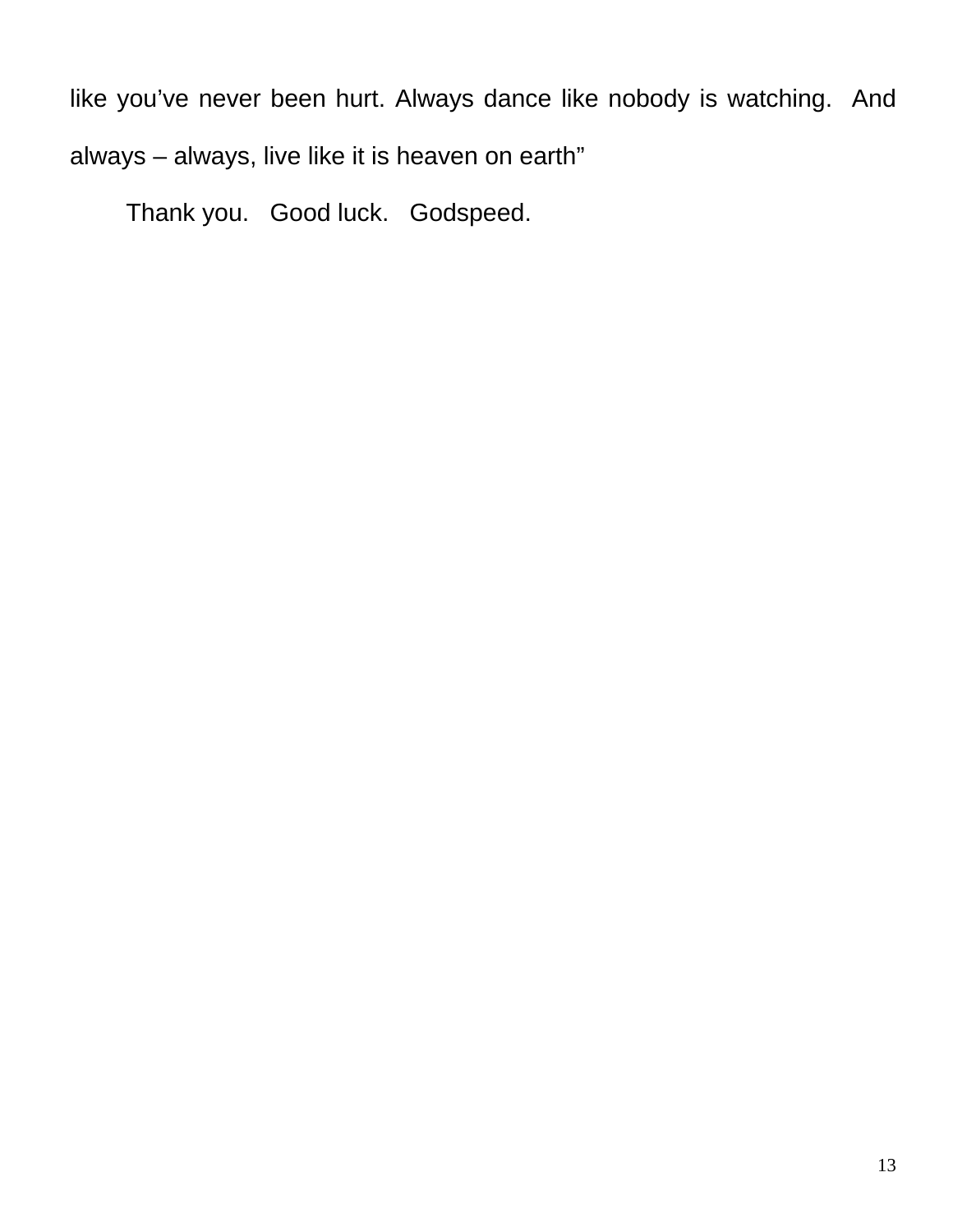like you've never been hurt. Always dance like nobody is watching. And always – always, live like it is heaven on earth"

Thank you. Good luck. Godspeed.